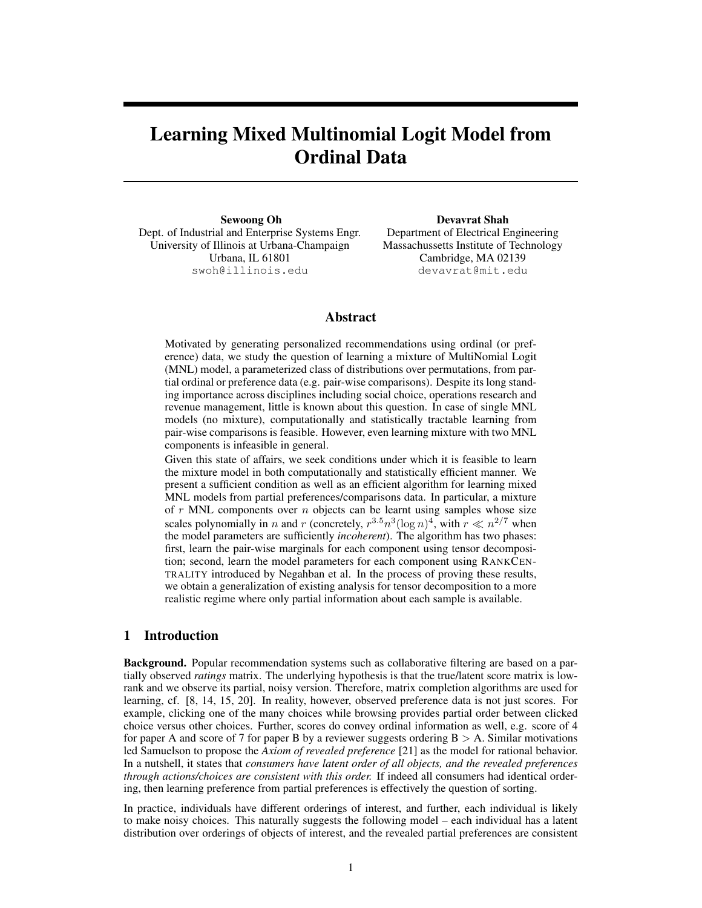# Learning Mixed Multinomial Logit Model from Ordinal Data

**Sewoong Oh**
Dept. of Industrial and Enterprise Systems Engr.
University of Illinois at Urbana-Champaign
Urbana, IL 61801
swoh@illinois.edu

**Devavrat Shah**
Department of Electrical Engineering
Massachussetts Institute of Technology
Cambridge, MA 02139
devavrat@mit.edu

## Abstract

Motivated by generating personalized recommendations using ordinal (or preference) data, we study the question of learning a mixture of MultiNomial Logit (MNL) model, a parameterized class of distributions over permutations, from partial ordinal or preference data (e.g. pair-wise comparisons). Despite its long standing importance across disciplines including social choice, operations research and revenue management, little is known about this question. In case of single MNL models (no mixture), computationally and statistically tractable learning from pair-wise comparisons is feasible. However, even learning mixture with two MNL components is infeasible in general.

Given this state of affairs, we seek conditions under which it is feasible to learn the mixture model in both computationally and statistically efficient manner. We present a sufficient condition as well as an efficient algorithm for learning mixed MNL models from partial preferences/comparisons data. In particular, a mixture of $r$ MNL components over $n$ objects can be learnt using samples whose size scales polynomially in $n$ and $r$ (concretely, $r^{3.5}n^3(\log n)^4$, with $r \ll n^{2/7}$ when the model parameters are sufficiently *incoherent*). The algorithm has two phases: first, learn the pair-wise marginals for each component using tensor decomposition; second, learn the model parameters for each component using RankCentrality introduced by Negahban et al. In the process of proving these results, we obtain a generalization of existing analysis for tensor decomposition to a more realistic regime where only partial information about each sample is available.

## 1 Introduction

**Background.** Popular recommendation systems such as collaborative filtering are based on a partially observed *ratings* matrix. The underlying hypothesis is that the true/latent score matrix is low-rank and we observe its partial, noisy version. Therefore, matrix completion algorithms are used for learning, cf. [8, 14, 15, 20]. In reality, however, observed preference data is not just scores. For example, clicking one of the many choices while browsing provides partial order between clicked choice versus other choices. Further, scores do convey ordinal information as well, e.g. score of 4 for paper A and score of 7 for paper B by a reviewer suggests ordering B > A. Similar motivations led Samuelson to propose the *Axiom of revealed preference* [21] as the model for rational behavior. In a nutshell, it states that *consumers have latent order of all objects, and the revealed preferences through actions/choices are consistent with this order.* If indeed all consumers had identical ordering, then learning preference from partial preferences is effectively the question of sorting.

In practice, individuals have different orderings of interest, and further, each individual is likely to make noisy choices. This naturally suggests the following model – each individual has a latent distribution over orderings of objects of interest, and the revealed partial preferences are consistent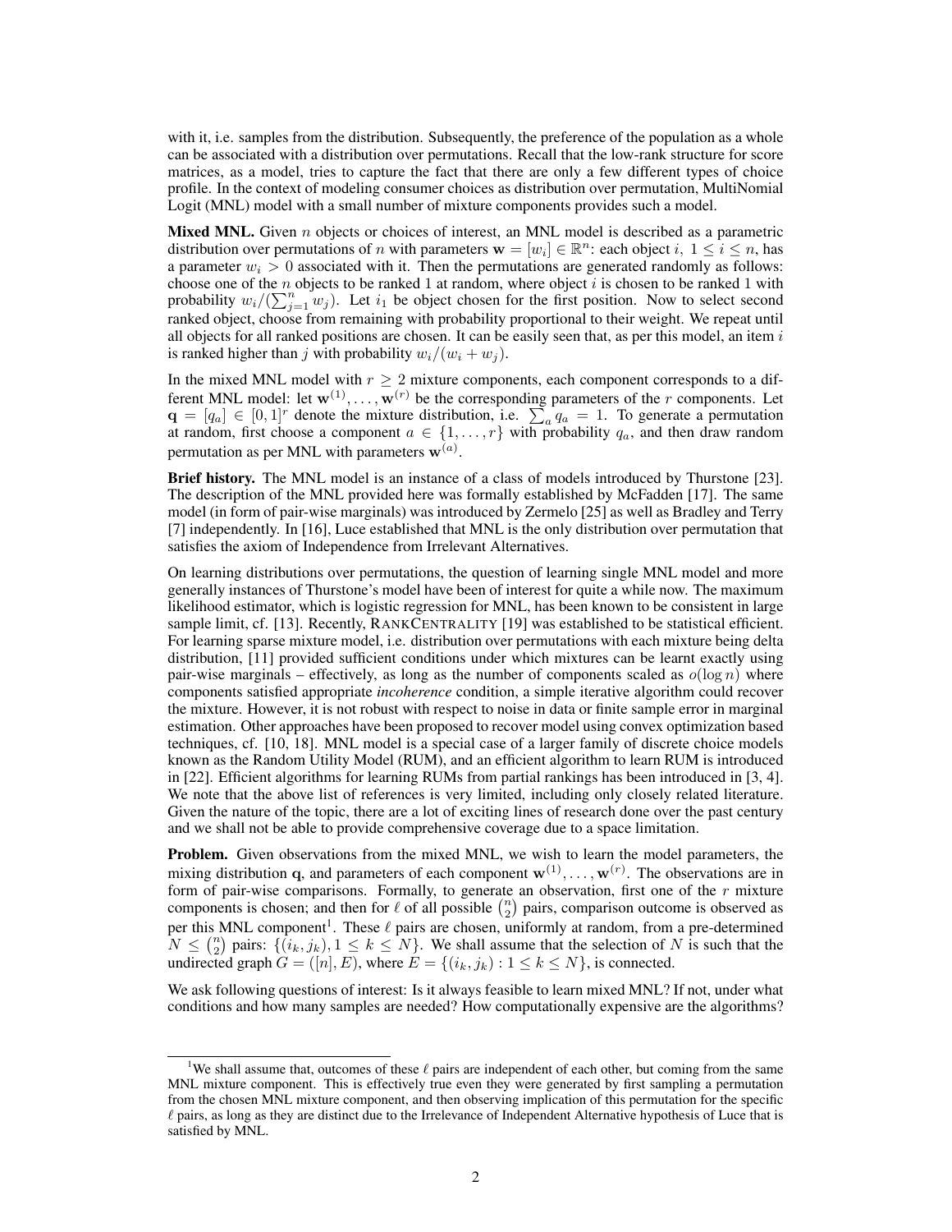with it, i.e. samples from the distribution. Subsequently, the preference of the population as a whole can be associated with a distribution over permutations. Recall that the low-rank structure for score matrices, as a model, tries to capture the fact that there are only a few different types of choice profile. In the context of modeling consumer choices as distribution over permutation, MultiNomial Logit (MNL) model with a small number of mixture components provides such a model.

**Mixed MNL.** Given $n$ objects or choices of interest, an MNL model is described as a parametric distribution over permutations of $n$ with parameters $\mathbf{w} = [w_i] \in \mathbb{R}^n$: each object $i$, $1 \leq i \leq n$, has a parameter $w_i > 0$ associated with it. Then the permutations are generated randomly as follows: choose one of the $n$ objects to be ranked 1 at random, where object $i$ is chosen to be ranked 1 with probability $w_i/(\sum_{j=1}^n w_j)$. Let $i_1$ be object chosen for the first position. Now to select second ranked object, choose from remaining with probability proportional to their weight. We repeat until all objects for all ranked positions are chosen. It can be easily seen that, as per this model, an item $i$ is ranked higher than $j$ with probability $w_i/(w_i + w_j)$.

In the mixed MNL model with $r \geq 2$ mixture components, each component corresponds to a different MNL model: let $\mathbf{w}^{(1)}, \dots, \mathbf{w}^{(r)}$ be the corresponding parameters of the $r$ components. Let $\mathbf{q} = [q_a] \in [0, 1]^r$ denote the mixture distribution, i.e. $\sum_a q_a = 1$. To generate a permutation at random, first choose a component $a \in \{1, \dots, r\}$ with probability $q_a$, and then draw random permutation as per MNL with parameters $\mathbf{w}^{(a)}$.

**Brief history.** The MNL model is an instance of a class of models introduced by Thurstone [23]. The description of the MNL provided here was formally established by McFadden [17]. The same model (in form of pair-wise marginals) was introduced by Zermelo [25] as well as Bradley and Terry [7] independently. In [16], Luce established that MNL is the only distribution over permutation that satisfies the axiom of Independence from Irrelevant Alternatives.

On learning distributions over permutations, the question of learning single MNL model and more generally instances of Thurstone's model have been of interest for quite a while now. The maximum likelihood estimator, which is logistic regression for MNL, has been known to be consistent in large sample limit, cf. [13]. Recently, RANKCENTRALITY [19] was established to be statistical efficient. For learning sparse mixture model, i.e. distribution over permutations with each mixture being delta distribution, [11] provided sufficient conditions under which mixtures can be learnt exactly using pair-wise marginals – effectively, as long as the number of components scaled as $o(\log n)$ where components satisfied appropriate *incoherence* condition, a simple iterative algorithm could recover the mixture. However, it is not robust with respect to noise in data or finite sample error in marginal estimation. Other approaches have been proposed to recover model using convex optimization based techniques, cf. [10, 18]. MNL model is a special case of a larger family of discrete choice models known as the Random Utility Model (RUM), and an efficient algorithm to learn RUM is introduced in [22]. Efficient algorithms for learning RUMs from partial rankings has been introduced in [3, 4]. We note that the above list of references is very limited, including only closely related literature. Given the nature of the topic, there are a lot of exciting lines of research done over the past century and we shall not be able to provide comprehensive coverage due to a space limitation.

**Problem.** Given observations from the mixed MNL, we wish to learn the model parameters, the mixing distribution $\mathbf{q}$, and parameters of each component $\mathbf{w}^{(1)}, \dots, \mathbf{w}^{(r)}$. The observations are in form of pair-wise comparisons. Formally, to generate an observation, first one of the $r$ mixture components is chosen; and then for $\ell$ of all possible $\binom{n}{2}$ pairs, comparison outcome is observed as per this MNL component[1]. These $\ell$ pairs are chosen, uniformly at random, from a pre-determined $N \leq \binom{n}{2}$ pairs: $\{(i_k, j_k), 1 \leq k \leq N\}$. We shall assume that the selection of $N$ is such that the undirected graph $G = ([n], E)$, where $E = \{(i_k, j_k) : 1 \leq k \leq N\}$, is connected.

We ask following questions of interest: Is it always feasible to learn mixed MNL? If not, under what conditions and how many samples are needed? How computationally expensive are the algorithms?

[1] We shall assume that, outcomes of these $\ell$ pairs are independent of each other, but coming from the same MNL mixture component. This is effectively true even they were generated by first sampling a permutation from the chosen MNL mixture component, and then observing implication of this permutation for the specific $\ell$ pairs, as long as they are distinct due to the Irrelevance of Independent Alternative hypothesis of Luce that is satisfied by MNL.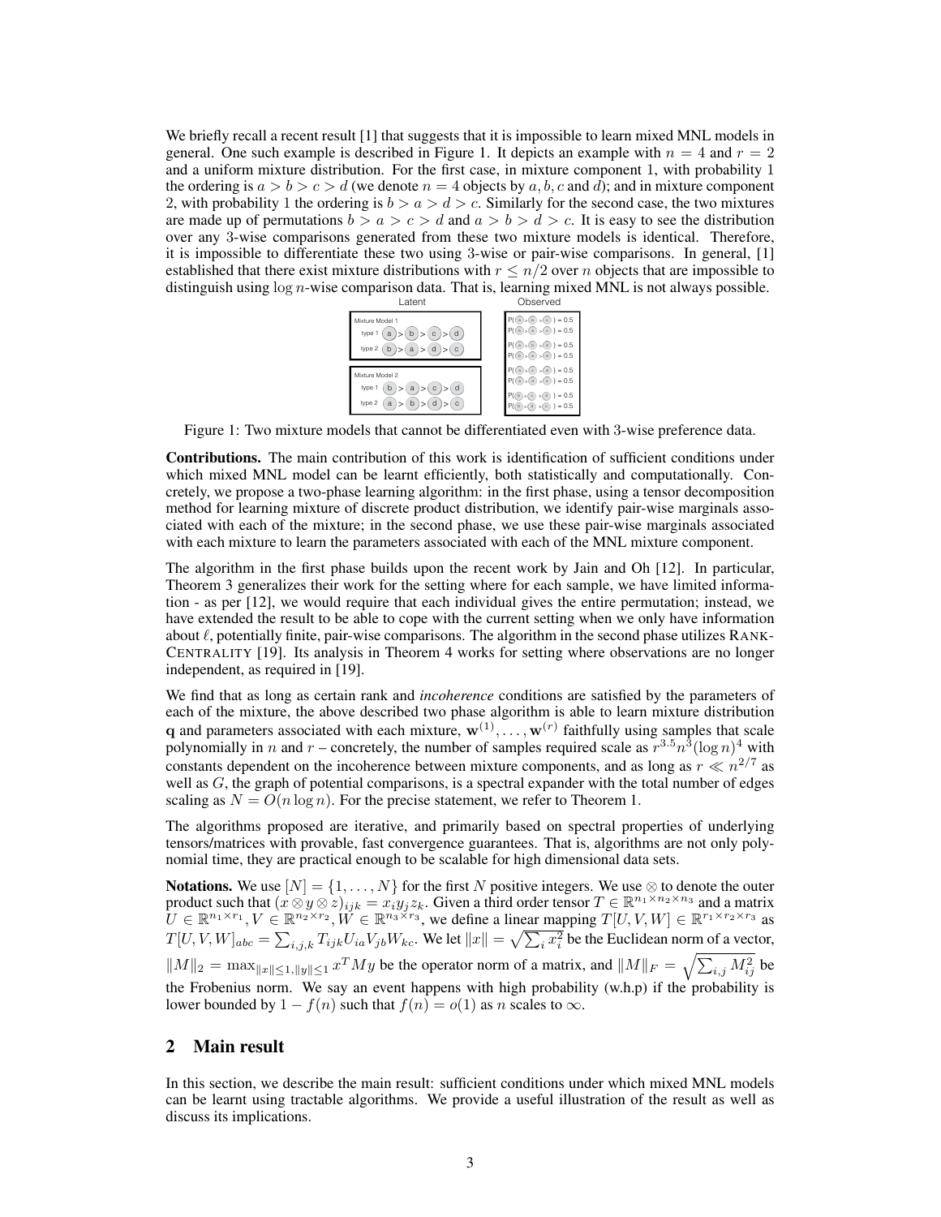We briefly recall a recent result [1] that suggests that it is impossible to learn mixed MNL models in general. One such example is described in Figure 1. It depicts an example with $n = 4$ and $r = 2$ and a uniform mixture distribution. For the first case, in mixture component 1, with probability 1 the ordering is $a > b > c > d$ (we denote $n = 4$ objects by $a, b, c$ and $d$); and in mixture component 2, with probability 1 the ordering is $b > a > d > c$. Similarly for the second case, the two mixtures are made up of permutations $b > a > c > d$ and $a > b > d > c$. It is easy to see the distribution over any 3-wise comparisons generated from these two mixture models is identical. Therefore, it is impossible to differentiate these two using 3-wise or pair-wise comparisons. In general, [1] established that there exist mixture distributions with $r \leq n/2$ over $n$ objects that are impossible to distinguish using $\log n$-wise comparison data. That is, learning mixed MNL is not always possible.

Figure 1: Two mixture models that cannot be differentiated even with 3-wise preference data.

**Contributions.** The main contribution of this work is identification of sufficient conditions under which mixed MNL model can be learnt efficiently, both statistically and computationally. Concretely, we propose a two-phase learning algorithm: in the first phase, using a tensor decomposition method for learning mixture of discrete product distribution, we identify pair-wise marginals associated with each of the mixture; in the second phase, we use these pair-wise marginals associated with each mixture to learn the parameters associated with each of the MNL mixture component.

The algorithm in the first phase builds upon the recent work by Jain and Oh [12]. In particular, Theorem 3 generalizes their work for the setting where for each sample, we have limited information - as per [12], we would require that each individual gives the entire permutation; instead, we have extended the result to be able to cope with the current setting when we only have information about $\ell$, potentially finite, pair-wise comparisons. The algorithm in the second phase utilizes RANK-CENTRALITY [19]. Its analysis in Theorem 4 works for setting where observations are no longer independent, as required in [19].

We find that as long as certain rank and *incoherence* conditions are satisfied by the parameters of each of the mixture, the above described two phase algorithm is able to learn mixture distribution $\mathbf{q}$ and parameters associated with each mixture, $\mathbf{w}^{(1)}, \ldots, \mathbf{w}^{(r)}$ faithfully using samples that scale polynomially in $n$ and $r$ – concretely, the number of samples required scale as $r^{3.5} n^3 (\log n)^4$ with constants dependent on the incoherence between mixture components, and as long as $r \ll n^{2/7}$ as well as $G$, the graph of potential comparisons, is a spectral expander with the total number of edges scaling as $N = O(n \log n)$. For the precise statement, we refer to Theorem 1.

The algorithms proposed are iterative, and primarily based on spectral properties of underlying tensors/matrices with provable, fast convergence guarantees. That is, algorithms are not only polynomial time, they are practical enough to be scalable for high dimensional data sets.

**Notations.** We use $[N] = \{1, \ldots, N\}$ for the first $N$ positive integers. We use $\otimes$ to denote the outer product such that $(x \otimes y \otimes z)_{ijk} = x_i y_j z_k$. Given a third order tensor $T \in \mathbb{R}^{n_1 \times n_2 \times n_3}$ and a matrix $U \in \mathbb{R}^{n_1 \times r_1}, V \in \mathbb{R}^{n_2 \times r_2}, W \in \mathbb{R}^{n_3 \times r_3}$, we define a linear mapping $T[U, V, W] \in \mathbb{R}^{r_1 \times r_2 \times r_3}$ as $T[U, V, W]_{abc} = \sum_{i,j,k} T_{ijk} U_{ia} V_{jb} W_{kc}$. We let $\|x\| = \sqrt{\sum_i x_i^2}$ be the Euclidean norm of a vector, $\|M\|_2 = \max_{\|x\| \leq 1, \|y\| \leq 1} x^T M y$ be the operator norm of a matrix, and $\|M\|_F = \sqrt{\sum_{i,j} M_{ij}^2}$ be the Frobenius norm. We say an event happens with high probability (w.h.p) if the probability is lower bounded by $1 - f(n)$ such that $f(n) = o(1)$ as $n$ scales to $\infty$.

## 2 Main result

In this section, we describe the main result: sufficient conditions under which mixed MNL models can be learnt using tractable algorithms. We provide a useful illustration of the result as well as discuss its implications.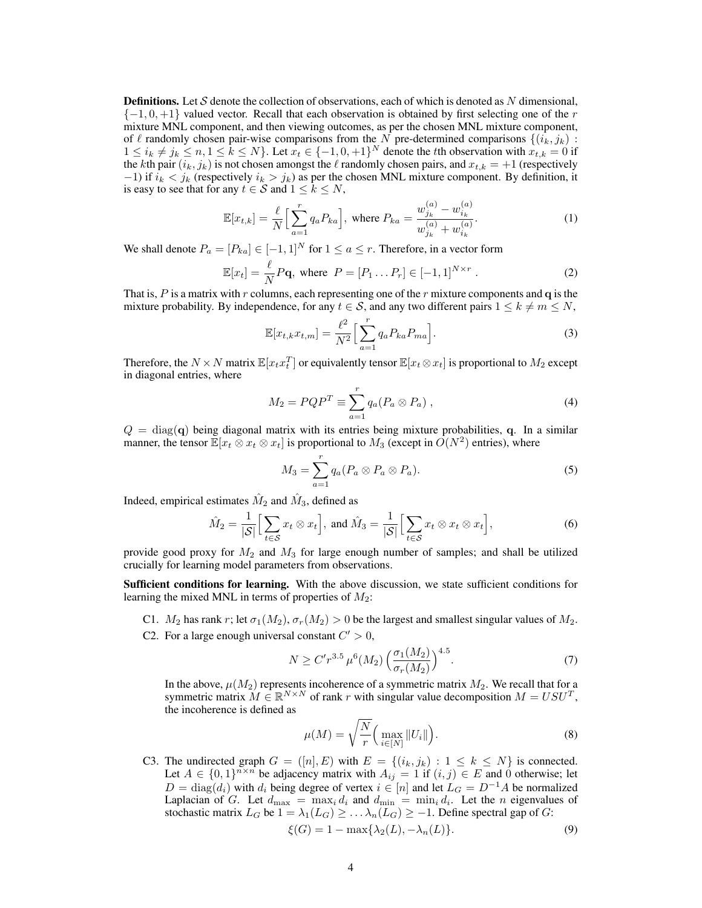**Definitions.** Let $\mathcal{S}$ denote the collection of observations, each of which is denoted as $N$ dimensional, $\{-1, 0, +1\}$ valued vector. Recall that each observation is obtained by first selecting one of the $r$ mixture MNL component, and then viewing outcomes, as per the chosen MNL mixture component, of $\ell$ randomly chosen pair-wise comparisons from the $N$ pre-determined comparisons $\{(i_k, j_k) : 1 \leq i_k \neq j_k \leq n, 1 \leq k \leq N\}$. Let $x_t \in \{-1, 0, +1\}^N$ denote the $t$th observation with $x_{t,k} = 0$ if the $k$th pair $(i_k, j_k)$ is not chosen amongst the $\ell$ randomly chosen pairs, and $x_{t,k} = +1$ (respectively $-1$) if $i_k < j_k$ (respectively $i_k > j_k$) as per the chosen MNL mixture component. By definition, it is easy to see that for any $t \in \mathcal{S}$ and $1 \leq k \leq N$,

$$\mathbb{E}[x_{t,k}] = \frac{\ell}{N}\Big[\sum_{a=1}^{r} q_a P_{ka}\Big], \text{ where } P_{ka} = \frac{w_{j_k}^{(a)} - w_{i_k}^{(a)}}{w_{j_k}^{(a)} + w_{i_k}^{(a)}}. \tag{1}$$

We shall denote $P_a = [P_{ka}] \in [-1, 1]^N$ for $1 \leq a \leq r$. Therefore, in a vector form

$$\mathbb{E}[x_t] = \frac{\ell}{N} P \mathbf{q}, \text{ where } P = [P_1 \dots P_r] \in [-1, 1]^{N \times r}. \tag{2}$$

That is, $P$ is a matrix with $r$ columns, each representing one of the $r$ mixture components and $\mathbf{q}$ is the mixture probability. By independence, for any $t \in \mathcal{S}$, and any two different pairs $1 \leq k \neq m \leq N$,

$$\mathbb{E}[x_{t,k} x_{t,m}] = \frac{\ell^2}{N^2}\Big[\sum_{a=1}^{r} q_a P_{ka} P_{ma}\Big]. \tag{3}$$

Therefore, the $N \times N$ matrix $\mathbb{E}[x_t x_t^T]$ or equivalently tensor $\mathbb{E}[x_t \otimes x_t]$ is proportional to $M_2$ except in diagonal entries, where

$$M_2 = P Q P^T \equiv \sum_{a=1}^{r} q_a (P_a \otimes P_a), \tag{4}$$

$Q = \mathrm{diag}(\mathbf{q})$ being diagonal matrix with its entries being mixture probabilities, $\mathbf{q}$. In a similar manner, the tensor $\mathbb{E}[x_t \otimes x_t \otimes x_t]$ is proportional to $M_3$ (except in $O(N^2)$ entries), where

$$M_3 = \sum_{a=1}^{r} q_a (P_a \otimes P_a \otimes P_a). \tag{5}$$

Indeed, empirical estimates $\hat{M}_2$ and $\hat{M}_3$, defined as

$$\hat{M}_2 = \frac{1}{|\mathcal{S}|}\Big[\sum_{t \in \mathcal{S}} x_t \otimes x_t\Big], \text{ and } \hat{M}_3 = \frac{1}{|\mathcal{S}|}\Big[\sum_{t \in \mathcal{S}} x_t \otimes x_t \otimes x_t\Big], \tag{6}$$

provide good proxy for $M_2$ and $M_3$ for large enough number of samples; and shall be utilized crucially for learning model parameters from observations.

**Sufficient conditions for learning.** With the above discussion, we state sufficient conditions for learning the mixed MNL in terms of properties of $M_2$:

C1. $M_2$ has rank $r$; let $\sigma_1(M_2), \sigma_r(M_2) > 0$ be the largest and smallest singular values of $M_2$.

C2. For a large enough universal constant $C' > 0$,

$$N \geq C' r^{3.5} \mu^6(M_2) \Big(\frac{\sigma_1(M_2)}{\sigma_r(M_2)}\Big)^{4.5}. \tag{7}$$

In the above, $\mu(M_2)$ represents incoherence of a symmetric matrix $M_2$. We recall that for a symmetric matrix $M \in \mathbb{R}^{N \times N}$ of rank $r$ with singular value decomposition $M = U S U^T$, the incoherence is defined as

$$\mu(M) = \sqrt{\frac{N}{r}}\Big(\max_{i \in [N]} \|U_i\|\Big). \tag{8}$$

C3. The undirected graph $G = ([n], E)$ with $E = \{(i_k, j_k) : 1 \leq k \leq N\}$ is connected. Let $A \in \{0, 1\}^{n \times n}$ be adjacency matrix with $A_{ij} = 1$ if $(i, j) \in E$ and 0 otherwise; let $D = \mathrm{diag}(d_i)$ with $d_i$ being degree of vertex $i \in [n]$ and let $L_G = D^{-1} A$ be normalized Laplacian of $G$. Let $d_{\max} = \max_i d_i$ and $d_{\min} = \min_i d_i$. Let the $n$ eigenvalues of stochastic matrix $L_G$ be $1 = \lambda_1(L_G) \geq \dots \lambda_n(L_G) \geq -1$. Define spectral gap of $G$:

$$\xi(G) = 1 - \max\{\lambda_2(L), -\lambda_n(L)\}. \tag{9}$$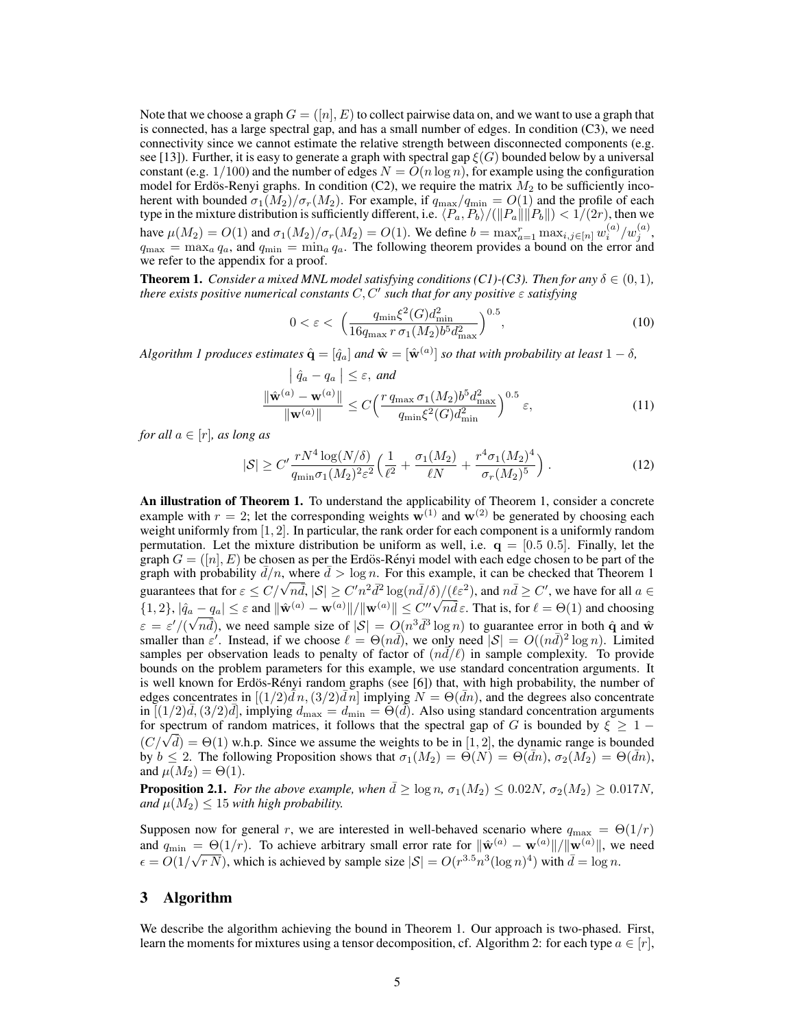Note that we choose a graph $G = ([n], E)$ to collect pairwise data on, and we want to use a graph that is connected, has a large spectral gap, and has a small number of edges. In condition (C3), we need connectivity since we cannot estimate the relative strength between disconnected components (e.g. see [13]). Further, it is easy to generate a graph with spectral gap $\xi(G)$ bounded below by a universal constant (e.g. $1/100$) and the number of edges $N = O(n \log n)$, for example using the configuration model for Erdös-Renyi graphs. In condition (C2), we require the matrix $M_2$ to be sufficiently incoherent with bounded $\sigma_1(M_2)/\sigma_r(M_2)$. For example, if $q_{\max}/q_{\min} = O(1)$ and the profile of each type in the mixture distribution is sufficiently different, i.e. $\langle P_a, P_b \rangle / (\|P_a\|\|P_b\|) < 1/(2r)$, then we have $\mu(M_2) = O(1)$ and $\sigma_1(M_2)/\sigma_r(M_2) = O(1)$. We define $b = \max_{a=1}^{r} \max_{i,j \in [n]} w_i^{(a)}/w_j^{(a)}$, $q_{\max} = \max_a q_a$, and $q_{\min} = \min_a q_a$. The following theorem provides a bound on the error and we refer to the appendix for a proof.

**Theorem 1.** *Consider a mixed MNL model satisfying conditions (C1)-(C3). Then for any $\delta \in (0, 1)$, there exists positive numerical constants $C, C'$ such that for any positive $\varepsilon$ satisfying*

$$0 < \varepsilon < \Big( \frac{q_{\min} \xi^2(G) d_{\min}^2}{16 q_{\max}\, r\, \sigma_1(M_2) b^5 d_{\max}^2} \Big)^{0.5}, \tag{10}$$

*Algorithm 1 produces estimates $\hat{\mathbf{q}} = [\hat{q}_a]$ and $\hat{\mathbf{w}} = [\hat{\mathbf{w}}^{(a)}]$ so that with probability at least $1 - \delta$,*

$$\big|\, \hat{q}_a - q_a \,\big| \leq \varepsilon, \text{ and}$$

$$\frac{\|\hat{\mathbf{w}}^{(a)} - \mathbf{w}^{(a)}\|}{\|\mathbf{w}^{(a)}\|} \leq C \Big( \frac{r\, q_{\max}\, \sigma_1(M_2) b^5 d_{\max}^2}{q_{\min} \xi^2(G) d_{\min}^2} \Big)^{0.5} \varepsilon, \tag{11}$$

*for all $a \in [r]$, as long as*

$$|\mathcal{S}| \geq C' \frac{r N^4 \log(N/\delta)}{q_{\min} \sigma_1(M_2)^2 \varepsilon^2} \Big( \frac{1}{\ell^2} + \frac{\sigma_1(M_2)}{\ell N} + \frac{r^4 \sigma_1(M_2)^4}{\sigma_r(M_2)^5} \Big). \tag{12}$$

**An illustration of Theorem 1.** To understand the applicability of Theorem 1, consider a concrete example with $r = 2$; let the corresponding weights $\mathbf{w}^{(1)}$ and $\mathbf{w}^{(2)}$ be generated by choosing each weight uniformly from $[1, 2]$. In particular, the rank order for each component is a uniformly random permutation. Let the mixture distribution be uniform as well, i.e. $\mathbf{q} = [0.5\ 0.5]$. Finally, let the graph $G = ([n], E)$ be chosen as per the Erdös-Rényi model with each edge chosen to be part of the graph with probability $\bar{d}/n$, where $\bar{d} > \log n$. For this example, it can be checked that Theorem 1 guarantees that for $\varepsilon \leq C/\sqrt{n\bar{d}}$, $|\mathcal{S}| \geq C' n^2 \bar{d}^2 \log(n\bar{d}/\delta)/(\ell \varepsilon^2)$, and $n\bar{d} \geq C'$, we have for all $a \in \{1, 2\}$, $|\hat{q}_a - q_a| \leq \varepsilon$ and $\|\hat{\mathbf{w}}^{(a)} - \mathbf{w}^{(a)}\|/\|\mathbf{w}^{(a)}\| \leq C'' \sqrt{n\bar{d}}\, \varepsilon$. That is, for $\ell = \Theta(1)$ and choosing $\varepsilon = \varepsilon'/(\sqrt{n\bar{d}})$, we need sample size of $|\mathcal{S}| = O(n^3 \bar{d}^3 \log n)$ to guarantee error in both $\hat{\mathbf{q}}$ and $\hat{\mathbf{w}}$ smaller than $\varepsilon'$. Instead, if we choose $\ell = \Theta(n\bar{d})$, we only need $|\mathcal{S}| = O((n\bar{d})^2 \log n)$. Limited samples per observation leads to penalty of factor of $(n\bar{d}/\ell)$ in sample complexity. To provide bounds on the problem parameters for this example, we use standard concentration arguments. It is well known for Erdös-Rényi random graphs (see [6]) that, with high probability, the number of edges concentrates in $[(1/2)\bar{d}\, n, (3/2)\bar{d}\, n]$ implying $N = \Theta(\bar{d}n)$, and the degrees also concentrate in $[(1/2)\bar{d}, (3/2)\bar{d}]$, implying $d_{\max} = d_{\min} = \Theta(\bar{d})$. Also using standard concentration arguments for spectrum of random matrices, it follows that the spectral gap of $G$ is bounded by $\xi \geq 1 - (C/\sqrt{\bar{d}}) = \Theta(1)$ w.h.p. Since we assume the weights to be in $[1, 2]$, the dynamic range is bounded by $b \leq 2$. The following Proposition shows that $\sigma_1(M_2) = \Theta(N) = \Theta(\bar{d}n)$, $\sigma_2(M_2) = \Theta(\bar{d}n)$, and $\mu(M_2) = \Theta(1)$.

**Proposition 2.1.** *For the above example, when $\bar{d} \geq \log n$, $\sigma_1(M_2) \leq 0.02N$, $\sigma_2(M_2) \geq 0.017N$, and $\mu(M_2) \leq 15$ with high probability.*

Supposen now for general $r$, we are interested in well-behaved scenario where $q_{\max} = \Theta(1/r)$ and $q_{\min} = \Theta(1/r)$. To achieve arbitrary small error rate for $\|\hat{\mathbf{w}}^{(a)} - \mathbf{w}^{(a)}\|/\|\mathbf{w}^{(a)}\|$, we need $\epsilon = O(1/\sqrt{r\, N})$, which is achieved by sample size $|\mathcal{S}| = O(r^{3.5} n^3 (\log n)^4)$ with $\bar{d} = \log n$.

## 3 Algorithm

We describe the algorithm achieving the bound in Theorem 1. Our approach is two-phased. First, learn the moments for mixtures using a tensor decomposition, cf. Algorithm 2: for each type $a \in [r]$,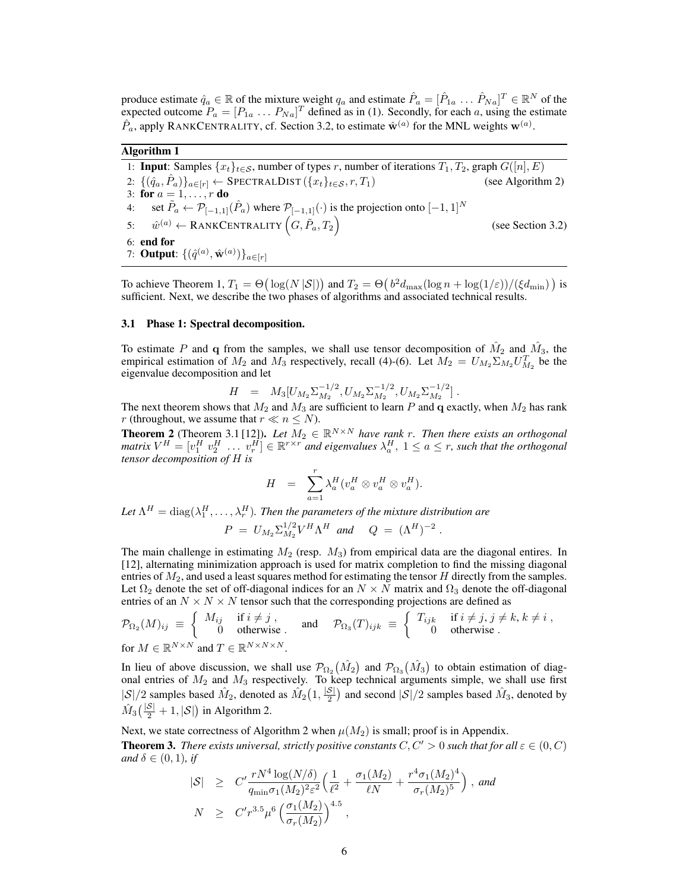produce estimate $\hat{q}_a \in \mathbb{R}$ of the mixture weight $q_a$ and estimate $\hat{P}_a = [\hat{P}_{1a} \ldots \hat{P}_{Na}]^T \in \mathbb{R}^N$ of the expected outcome $P_a = [P_{1a} \ldots P_{Na}]^T$ defined as in (1). Secondly, for each $a$, using the estimate $\hat{P}_a$, apply RANKCENTRALITY, cf. Section 3.2, to estimate $\hat{\mathbf{w}}^{(a)}$ for the MNL weights $\mathbf{w}^{(a)}$.

**Algorithm 1**

1: **Input**: Samples $\{x_t\}_{t\in\mathcal{S}}$, number of types $r$, number of iterations $T_1, T_2$, graph $G([n], E)$
2: $\{(\hat{q}_a, \hat{P}_a)\}_{a\in[r]} \leftarrow$ SPECTRALDIST $(\{x_t\}_{t\in\mathcal{S}}, r, T_1)$ (see Algorithm 2)
3: **for** $a = 1, \ldots, r$ **do**
4: set $\tilde{P}_a \leftarrow \mathcal{P}_{[-1,1]}(\hat{P}_a)$ where $\mathcal{P}_{[-1,1]}(\cdot)$ is the projection onto $[-1,1]^N$
5: $\hat{w}^{(a)} \leftarrow$ RANKCENTRALITY $\left(G, \tilde{P}_a, T_2\right)$ (see Section 3.2)
6: **end for**
7: **Output**: $\{(\hat{q}^{(a)}, \hat{\mathbf{w}}^{(a)})\}_{a\in[r]}$

To achieve Theorem 1, $T_1 = \Theta\big(\log(N\,|\mathcal{S}|)\big)$ and $T_2 = \Theta\big(\,b^2 d_{\max}(\log n + \log(1/\varepsilon))/(\xi d_{\min})\,\big)$ is sufficient. Next, we describe the two phases of algorithms and associated technical results.

### 3.1 Phase 1: Spectral decomposition.

To estimate $P$ and $\mathbf{q}$ from the samples, we shall use tensor decomposition of $\hat{M}_2$ and $\hat{M}_3$, the empirical estimation of $M_2$ and $M_3$ respectively, recall (4)-(6). Let $M_2 = U_{M_2}\Sigma_{M_2}U_{M_2}^T$ be the eigenvalue decomposition and let

$$H \;=\; M_3[U_{M_2}\Sigma_{M_2}^{-1/2}, U_{M_2}\Sigma_{M_2}^{-1/2}, U_{M_2}\Sigma_{M_2}^{-1/2}]\;.$$

The next theorem shows that $M_2$ and $M_3$ are sufficient to learn $P$ and $\mathbf{q}$ exactly, when $M_2$ has rank $r$ (throughout, we assume that $r \ll n \le N$).

**Theorem 2** (Theorem 3.1 [12]). *Let $M_2 \in \mathbb{R}^{N\times N}$ have rank $r$. Then there exists an orthogonal matrix $V^H = [v_1^H\; v_2^H\; \ldots\; v_r^H] \in \mathbb{R}^{r\times r}$ and eigenvalues $\lambda_a^H$, $1 \le a \le r$, such that the orthogonal tensor decomposition of $H$ is*

$$H \;=\; \sum_{a=1}^{r} \lambda_a^H (v_a^H \otimes v_a^H \otimes v_a^H).$$

*Let $\Lambda^H = \mathrm{diag}(\lambda_1^H, \ldots, \lambda_r^H)$. Then the parameters of the mixture distribution are*

$$P \;=\; U_{M_2}\Sigma_{M_2}^{1/2}V^H\Lambda^H \;\; and \;\;\; Q \;=\; (\Lambda^H)^{-2}\;.$$

The main challenge in estimating $M_2$ (resp. $M_3$) from empirical data are the diagonal entries. In [12], alternating minimization approach is used for matrix completion to find the missing diagonal entries of $M_2$, and used a least squares method for estimating the tensor $H$ directly from the samples. Let $\Omega_2$ denote the set of off-diagonal indices for an $N \times N$ matrix and $\Omega_3$ denote the off-diagonal entries of an $N \times N \times N$ tensor such that the corresponding projections are defined as

$$\mathcal{P}_{\Omega_2}(M)_{ij} \;\equiv\; \begin{cases} M_{ij} & \text{if } i \neq j\,, \\ 0 & \text{otherwise}\,. \end{cases} \quad \text{and} \quad \mathcal{P}_{\Omega_3}(T)_{ijk} \;\equiv\; \begin{cases} T_{ijk} & \text{if } i \neq j, j \neq k, k \neq i\,, \\ 0 & \text{otherwise}\,. \end{cases}$$

for $M \in \mathbb{R}^{N\times N}$ and $T \in \mathbb{R}^{N\times N\times N}$.

In lieu of above discussion, we shall use $\mathcal{P}_{\Omega_2}\big(\hat{M}_2\big)$ and $\mathcal{P}_{\Omega_3}\big(\hat{M}_3\big)$ to obtain estimation of diagonal entries of $M_2$ and $M_3$ respectively. To keep technical arguments simple, we shall use first $|\mathcal{S}|/2$ samples based $\hat{M}_2$, denoted as $\hat{M}_2\big(1, \frac{|\mathcal{S}|}{2}\big)$ and second $|\mathcal{S}|/2$ samples based $\hat{M}_3$, denoted by $\hat{M}_3\big(\frac{|\mathcal{S}|}{2}+1, |\mathcal{S}|\big)$ in Algorithm 2.

Next, we state correctness of Algorithm 2 when $\mu(M_2)$ is small; proof is in Appendix.

**Theorem 3.** *There exists universal, strictly positive constants $C, C' > 0$ such that for all $\varepsilon \in (0, C)$ and $\delta \in (0,1)$, if*

$$|\mathcal{S}| \;\ge\; C'\frac{rN^4\log(N/\delta)}{q_{\min}\sigma_1(M_2)^2\varepsilon^2}\Big(\frac{1}{\ell^2} + \frac{\sigma_1(M_2)}{\ell N} + \frac{r^4\sigma_1(M_2)^4}{\sigma_r(M_2)^5}\Big)\;, \; and$$

$$N \;\ge\; C' r^{3.5}\mu^6\left(\frac{\sigma_1(M_2)}{\sigma_r(M_2)}\right)^{4.5}\,,$$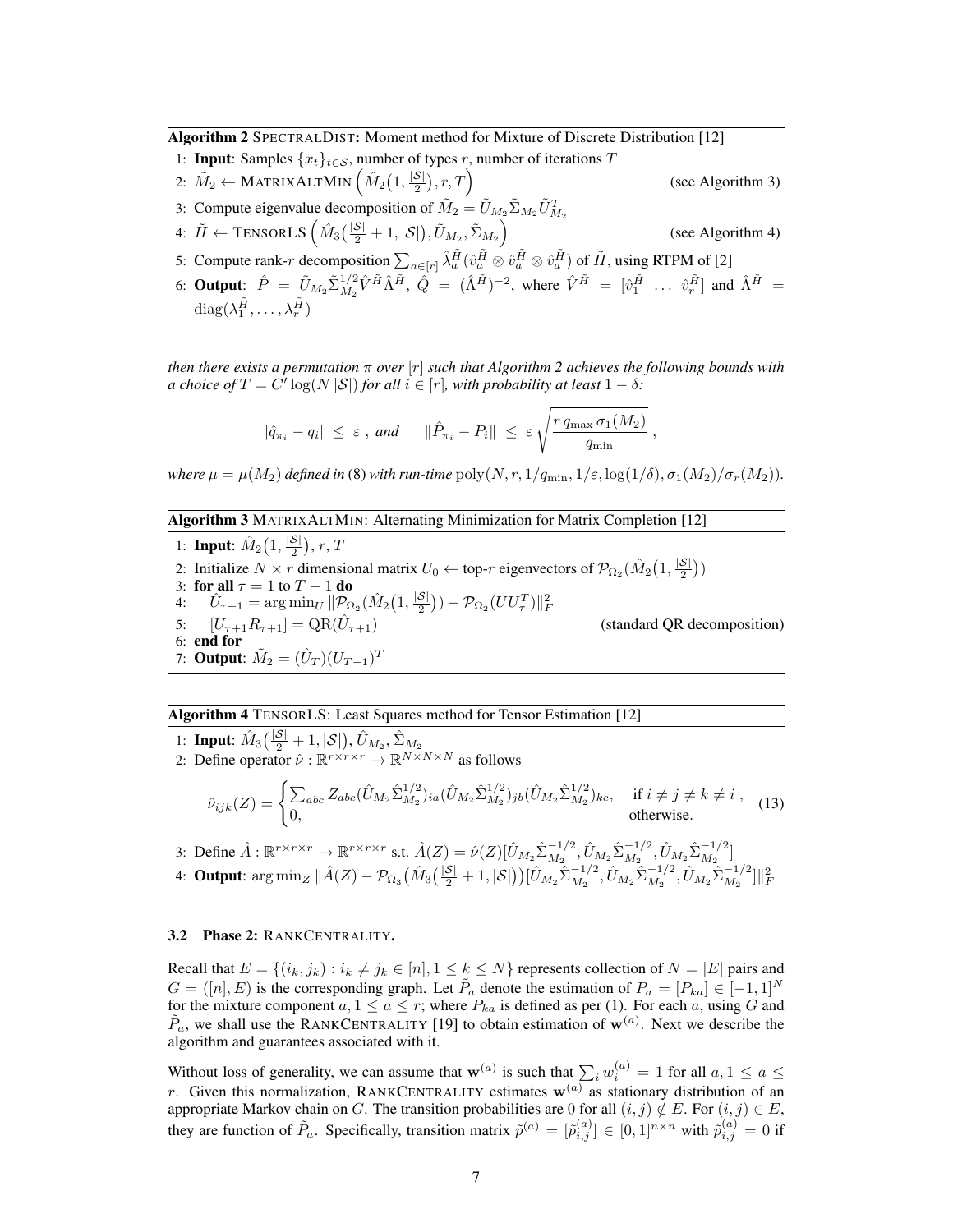**Algorithm 2** SPECTRALDIST**:** Moment method for Mixture of Discrete Distribution [12]

1: **Input**: Samples $\{x_t\}_{t\in\mathcal{S}}$, number of types $r$, number of iterations $T$
2: $\tilde{M}_2 \leftarrow$ MATRIXALTMIN $\left(\hat{M}_2\big(1, \frac{|\mathcal{S}|}{2}\big), r, T\right)$ (see Algorithm 3)
3: Compute eigenvalue decomposition of $\tilde{M}_2 = \tilde{U}_{M_2}\tilde{\Sigma}_{M_2}\tilde{U}_{M_2}^T$
4: $\tilde{H} \leftarrow$ TENSORLS $\left(\hat{M}_3\big(\frac{|\mathcal{S}|}{2}+1, |\mathcal{S}|\big), \tilde{U}_{M_2}, \tilde{\Sigma}_{M_2}\right)$ (see Algorithm 4)
5: Compute rank-$r$ decomposition $\sum_{a\in[r]} \hat{\lambda}_a^{\tilde{H}}(\hat{v}_a^{\tilde{H}} \otimes \hat{v}_a^{\tilde{H}} \otimes \hat{v}_a^{\tilde{H}})$ of $\tilde{H}$, using RTPM of [2]
6: **Output**: $\hat{P} = \tilde{U}_{M_2}\tilde{\Sigma}_{M_2}^{1/2}\hat{V}^{\tilde{H}}\hat{\Lambda}^{\tilde{H}}$, $\hat{Q} = (\hat{\Lambda}^{\tilde{H}})^{-2}$, where $\hat{V}^{\tilde{H}} = [\hat{v}_1^{\tilde{H}} \ \dots \ \hat{v}_r^{\tilde{H}}]$ and $\hat{\Lambda}^{\tilde{H}} = \mathrm{diag}(\lambda_1^{\tilde{H}}, \dots, \lambda_r^{\tilde{H}})$

*then there exists a permutation $\pi$ over $[r]$ such that Algorithm 2 achieves the following bounds with a choice of $T = C'\log(N\,|\mathcal{S}|)$ for all $i \in [r]$, with probability at least $1-\delta$:*

$$|\hat{q}_{\pi_i} - q_i| \ \leq\ \varepsilon\ , \ \textit{and} \qquad \|\hat{P}_{\pi_i} - P_i\| \ \leq\ \varepsilon\sqrt{\frac{r\,q_{\max}\,\sigma_1(M_2)}{q_{\min}}}\ ,$$

*where $\mu = \mu(M_2)$ defined in (8) with run-time $\mathrm{poly}(N, r, 1/q_{\min}, 1/\varepsilon, \log(1/\delta), \sigma_1(M_2)/\sigma_r(M_2))$.*

**Algorithm 3** MATRIXALTMIN: Alternating Minimization for Matrix Completion [12]

1: **Input**: $\hat{M}_2\big(1, \frac{|\mathcal{S}|}{2}\big), r, T$
2: Initialize $N \times r$ dimensional matrix $U_0 \leftarrow$ top-$r$ eigenvectors of $\mathcal{P}_{\Omega_2}(\hat{M}_2\big(1, \frac{|\mathcal{S}|}{2}\big))$
3: **for all** $\tau = 1$ to $T-1$ **do**
4: $\quad\hat{U}_{\tau+1} = \arg\min_U \|\mathcal{P}_{\Omega_2}(\hat{M}_2\big(1, \frac{|\mathcal{S}|}{2}\big)) - \mathcal{P}_{\Omega_2}(UU_\tau^T)\|_F^2$
5: $\quad[U_{\tau+1}R_{\tau+1}] = \mathrm{QR}(\hat{U}_{\tau+1})$ (standard QR decomposition)
6: **end for**
7: **Output**: $\tilde{M}_2 = (\hat{U}_T)(U_{T-1})^T$

**Algorithm 4** TENSORLS: Least Squares method for Tensor Estimation [12]

1: **Input**: $\hat{M}_3\big(\frac{|\mathcal{S}|}{2}+1, |\mathcal{S}|\big), \hat{U}_{M_2}, \hat{\Sigma}_{M_2}$
2: Define operator $\hat{\nu} : \mathbb{R}^{r\times r\times r} \to \mathbb{R}^{N\times N\times N}$ as follows

$$\hat{\nu}_{ijk}(Z) = \begin{cases} \sum_{abc} Z_{abc}(\hat{U}_{M_2}\hat{\Sigma}_{M_2}^{1/2})_{ia}(\hat{U}_{M_2}\hat{\Sigma}_{M_2}^{1/2})_{jb}(\hat{U}_{M_2}\hat{\Sigma}_{M_2}^{1/2})_{kc}, & \text{if } i \neq j \neq k \neq i\ , \\ 0, & \text{otherwise.} \end{cases} \tag{13}$$

3: Define $\hat{A} : \mathbb{R}^{r\times r\times r} \to \mathbb{R}^{r\times r\times r}$ s.t. $\hat{A}(Z) = \hat{\nu}(Z)[\hat{U}_{M_2}\hat{\Sigma}_{M_2}^{-1/2}, \hat{U}_{M_2}\hat{\Sigma}_{M_2}^{-1/2}, \hat{U}_{M_2}\hat{\Sigma}_{M_2}^{-1/2}]$
4: **Output**: $\arg\min_Z \|\hat{A}(Z) - \mathcal{P}_{\Omega_3}\big(\hat{M}_3\big(\frac{|\mathcal{S}|}{2}+1, |\mathcal{S}|\big)\big)[\hat{U}_{M_2}\hat{\Sigma}_{M_2}^{-1/2}, \hat{U}_{M_2}\hat{\Sigma}_{M_2}^{-1/2}, \hat{U}_{M_2}\hat{\Sigma}_{M_2}^{-1/2}]\|_F^2$

### 3.2 Phase 2: RANKCENTRALITY.

Recall that $E = \{(i_k, j_k) : i_k \neq j_k \in [n], 1 \leq k \leq N\}$ represents collection of $N = |E|$ pairs and $G = ([n], E)$ is the corresponding graph. Let $\tilde{P}_a$ denote the estimation of $P_a = [P_{ka}] \in [-1, 1]^N$ for the mixture component $a, 1 \leq a \leq r$; where $P_{ka}$ is defined as per (1). For each $a$, using $G$ and $\tilde{P}_a$, we shall use the RANKCENTRALITY [19] to obtain estimation of $\mathbf{w}^{(a)}$. Next we describe the algorithm and guarantees associated with it.

Without loss of generality, we can assume that $\mathbf{w}^{(a)}$ is such that $\sum_i w_i^{(a)} = 1$ for all $a, 1 \leq a \leq r$. Given this normalization, RANKCENTRALITY estimates $\mathbf{w}^{(a)}$ as stationary distribution of an appropriate Markov chain on $G$. The transition probabilities are 0 for all $(i,j) \notin E$. For $(i,j) \in E$, they are function of $\tilde{P}_a$. Specifically, transition matrix $\tilde{p}^{(a)} = [\tilde{p}_{i,j}^{(a)}] \in [0,1]^{n\times n}$ with $\tilde{p}_{i,j}^{(a)} = 0$ if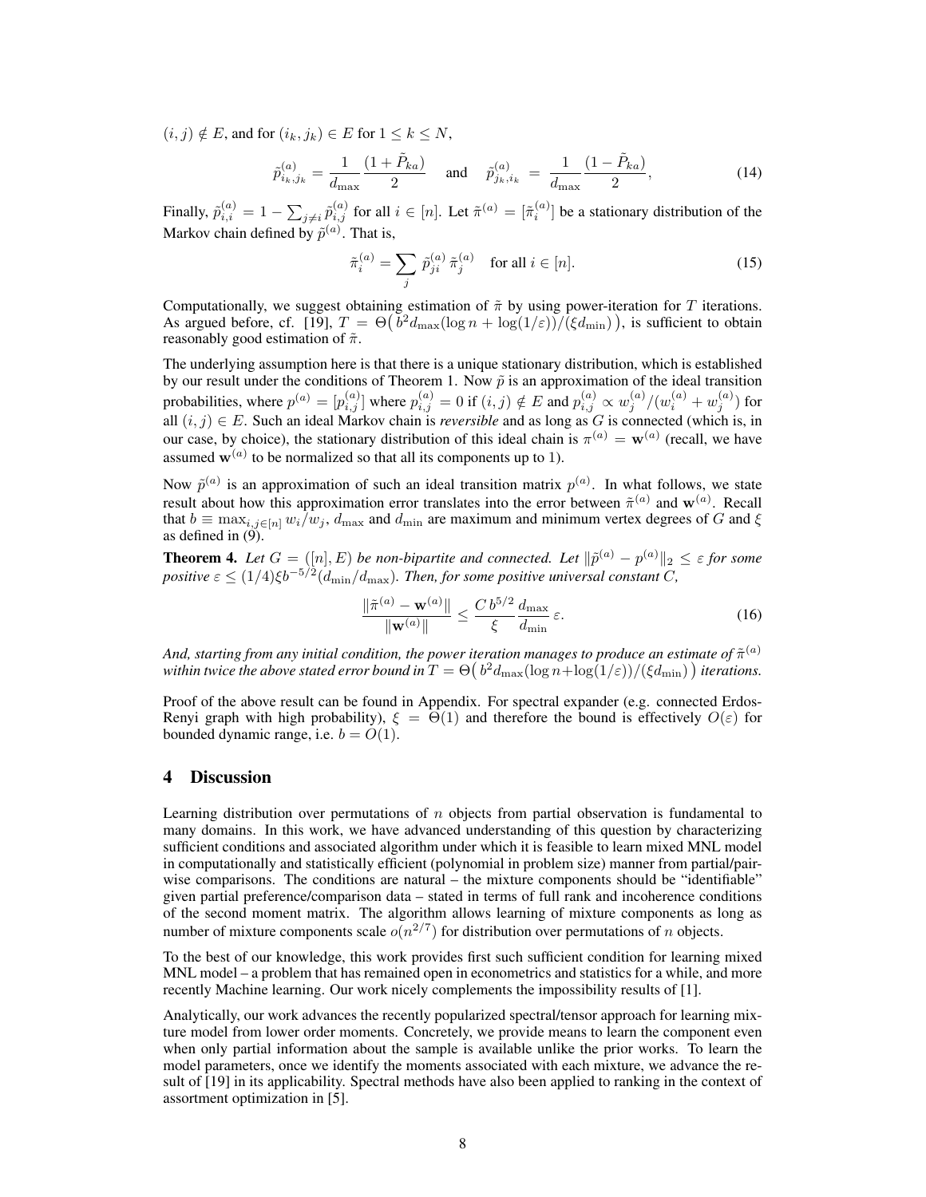$(i,j) \notin E$, and for $(i_k, j_k) \in E$ for $1 \le k \le N$,

$$\tilde{p}^{(a)}_{i_k,j_k} = \frac{1}{d_{\max}} \frac{(1+\tilde{P}_{ka})}{2} \quad \text{and} \quad \tilde{p}^{(a)}_{j_k,i_k} = \frac{1}{d_{\max}} \frac{(1-\tilde{P}_{ka})}{2}, \tag{14}$$

Finally, $\tilde{p}^{(a)}_{i,i} = 1 - \sum_{j \neq i} \tilde{p}^{(a)}_{i,j}$ for all $i \in [n]$. Let $\tilde{\pi}^{(a)} = [\tilde{\pi}^{(a)}_i]$ be a stationary distribution of the Markov chain defined by $\tilde{p}^{(a)}$. That is,

$$\tilde{\pi}^{(a)}_i = \sum_j \tilde{p}^{(a)}_{ji}\, \tilde{\pi}^{(a)}_j \quad \text{for all } i \in [n]. \tag{15}$$

Computationally, we suggest obtaining estimation of $\tilde{\pi}$ by using power-iteration for $T$ iterations. As argued before, cf. [19], $T = \Theta\big(b^2 d_{\max}(\log n + \log(1/\varepsilon))/(\xi d_{\min})\big)$, is sufficient to obtain reasonably good estimation of $\tilde{\pi}$.

The underlying assumption here is that there is a unique stationary distribution, which is established by our result under the conditions of Theorem 1. Now $\tilde{p}$ is an approximation of the ideal transition probabilities, where $p^{(a)} = [p^{(a)}_{i,j}]$ where $p^{(a)}_{i,j} = 0$ if $(i,j) \notin E$ and $p^{(a)}_{i,j} \propto w^{(a)}_j/(w^{(a)}_i + w^{(a)}_j)$ for all $(i,j) \in E$. Such an ideal Markov chain is *reversible* and as long as $G$ is connected (which is, in our case, by choice), the stationary distribution of this ideal chain is $\pi^{(a)} = \mathbf{w}^{(a)}$ (recall, we have assumed $\mathbf{w}^{(a)}$ to be normalized so that all its components up to 1).

Now $\tilde{p}^{(a)}$ is an approximation of such an ideal transition matrix $p^{(a)}$. In what follows, we state result about how this approximation error translates into the error between $\tilde{\pi}^{(a)}$ and $\mathbf{w}^{(a)}$. Recall that $b \equiv \max_{i,j \in [n]} w_i/w_j$, $d_{\max}$ and $d_{\min}$ are maximum and minimum vertex degrees of $G$ and $\xi$ as defined in (9).

**Theorem 4.** *Let $G = ([n], E)$ be non-bipartite and connected. Let $\|\tilde{p}^{(a)} - p^{(a)}\|_2 \le \varepsilon$ for some positive $\varepsilon \le (1/4)\xi b^{-5/2}(d_{\min}/d_{\max})$. Then, for some positive universal constant $C$,*

$$\frac{\|\tilde{\pi}^{(a)} - \mathbf{w}^{(a)}\|}{\|\mathbf{w}^{(a)}\|} \le \frac{C\, b^{5/2}}{\xi} \frac{d_{\max}}{d_{\min}}\, \varepsilon. \tag{16}$$

*And, starting from any initial condition, the power iteration manages to produce an estimate of $\tilde{\pi}^{(a)}$ within twice the above stated error bound in $T = \Theta\big(b^2 d_{\max}(\log n + \log(1/\varepsilon))/(\xi d_{\min})\big)$ iterations.*

Proof of the above result can be found in Appendix. For spectral expander (e.g. connected Erdos-Renyi graph with high probability), $\xi = \Theta(1)$ and therefore the bound is effectively $O(\varepsilon)$ for bounded dynamic range, i.e. $b = O(1)$.

## 4 Discussion

Learning distribution over permutations of $n$ objects from partial observation is fundamental to many domains. In this work, we have advanced understanding of this question by characterizing sufficient conditions and associated algorithm under which it is feasible to learn mixed MNL model in computationally and statistically efficient (polynomial in problem size) manner from partial/pair-wise comparisons. The conditions are natural – the mixture components should be "identifiable" given partial preference/comparison data – stated in terms of full rank and incoherence conditions of the second moment matrix. The algorithm allows learning of mixture components as long as number of mixture components scale $o(n^{2/7})$ for distribution over permutations of $n$ objects.

To the best of our knowledge, this work provides first such sufficient condition for learning mixed MNL model – a problem that has remained open in econometrics and statistics for a while, and more recently Machine learning. Our work nicely complements the impossibility results of [1].

Analytically, our work advances the recently popularized spectral/tensor approach for learning mixture model from lower order moments. Concretely, we provide means to learn the component even when only partial information about the sample is available unlike the prior works. To learn the model parameters, once we identify the moments associated with each mixture, we advance the result of [19] in its applicability. Spectral methods have also been applied to ranking in the context of assortment optimization in [5].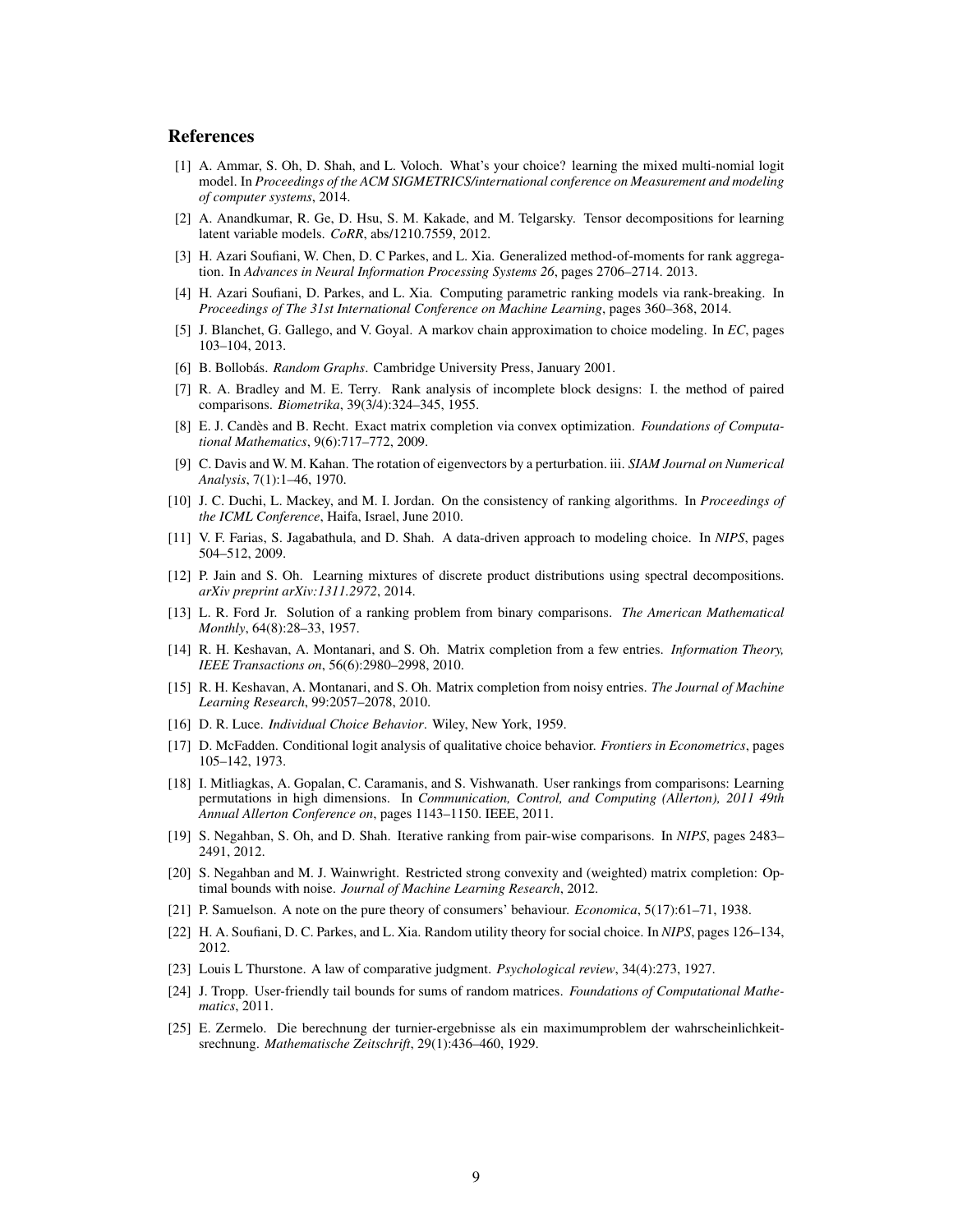## References

[1] A. Ammar, S. Oh, D. Shah, and L. Voloch. What's your choice? learning the mixed multi-nomial logit model. In *Proceedings of the ACM SIGMETRICS/international conference on Measurement and modeling of computer systems*, 2014.

[2] A. Anandkumar, R. Ge, D. Hsu, S. M. Kakade, and M. Telgarsky. Tensor decompositions for learning latent variable models. *CoRR*, abs/1210.7559, 2012.

[3] H. Azari Soufiani, W. Chen, D. C Parkes, and L. Xia. Generalized method-of-moments for rank aggregation. In *Advances in Neural Information Processing Systems 26*, pages 2706–2714. 2013.

[4] H. Azari Soufiani, D. Parkes, and L. Xia. Computing parametric ranking models via rank-breaking. In *Proceedings of The 31st International Conference on Machine Learning*, pages 360–368, 2014.

[5] J. Blanchet, G. Gallego, and V. Goyal. A markov chain approximation to choice modeling. In *EC*, pages 103–104, 2013.

[6] B. Bollobás. *Random Graphs*. Cambridge University Press, January 2001.

[7] R. A. Bradley and M. E. Terry. Rank analysis of incomplete block designs: I. the method of paired comparisons. *Biometrika*, 39(3/4):324–345, 1955.

[8] E. J. Candès and B. Recht. Exact matrix completion via convex optimization. *Foundations of Computational Mathematics*, 9(6):717–772, 2009.

[9] C. Davis and W. M. Kahan. The rotation of eigenvectors by a perturbation. iii. *SIAM Journal on Numerical Analysis*, 7(1):1–46, 1970.

[10] J. C. Duchi, L. Mackey, and M. I. Jordan. On the consistency of ranking algorithms. In *Proceedings of the ICML Conference*, Haifa, Israel, June 2010.

[11] V. F. Farias, S. Jagabathula, and D. Shah. A data-driven approach to modeling choice. In *NIPS*, pages 504–512, 2009.

[12] P. Jain and S. Oh. Learning mixtures of discrete product distributions using spectral decompositions. *arXiv preprint arXiv:1311.2972*, 2014.

[13] L. R. Ford Jr. Solution of a ranking problem from binary comparisons. *The American Mathematical Monthly*, 64(8):28–33, 1957.

[14] R. H. Keshavan, A. Montanari, and S. Oh. Matrix completion from a few entries. *Information Theory, IEEE Transactions on*, 56(6):2980–2998, 2010.

[15] R. H. Keshavan, A. Montanari, and S. Oh. Matrix completion from noisy entries. *The Journal of Machine Learning Research*, 99:2057–2078, 2010.

[16] D. R. Luce. *Individual Choice Behavior*. Wiley, New York, 1959.

[17] D. McFadden. Conditional logit analysis of qualitative choice behavior. *Frontiers in Econometrics*, pages 105–142, 1973.

[18] I. Mitliagkas, A. Gopalan, C. Caramanis, and S. Vishwanath. User rankings from comparisons: Learning permutations in high dimensions. In *Communication, Control, and Computing (Allerton), 2011 49th Annual Allerton Conference on*, pages 1143–1150. IEEE, 2011.

[19] S. Negahban, S. Oh, and D. Shah. Iterative ranking from pair-wise comparisons. In *NIPS*, pages 2483–2491, 2012.

[20] S. Negahban and M. J. Wainwright. Restricted strong convexity and (weighted) matrix completion: Optimal bounds with noise. *Journal of Machine Learning Research*, 2012.

[21] P. Samuelson. A note on the pure theory of consumers' behaviour. *Economica*, 5(17):61–71, 1938.

[22] H. A. Soufiani, D. C. Parkes, and L. Xia. Random utility theory for social choice. In *NIPS*, pages 126–134, 2012.

[23] Louis L Thurstone. A law of comparative judgment. *Psychological review*, 34(4):273, 1927.

[24] J. Tropp. User-friendly tail bounds for sums of random matrices. *Foundations of Computational Mathematics*, 2011.

[25] E. Zermelo. Die berechnung der turnier-ergebnisse als ein maximumproblem der wahrscheinlichkeitsrechnung. *Mathematische Zeitschrift*, 29(1):436–460, 1929.